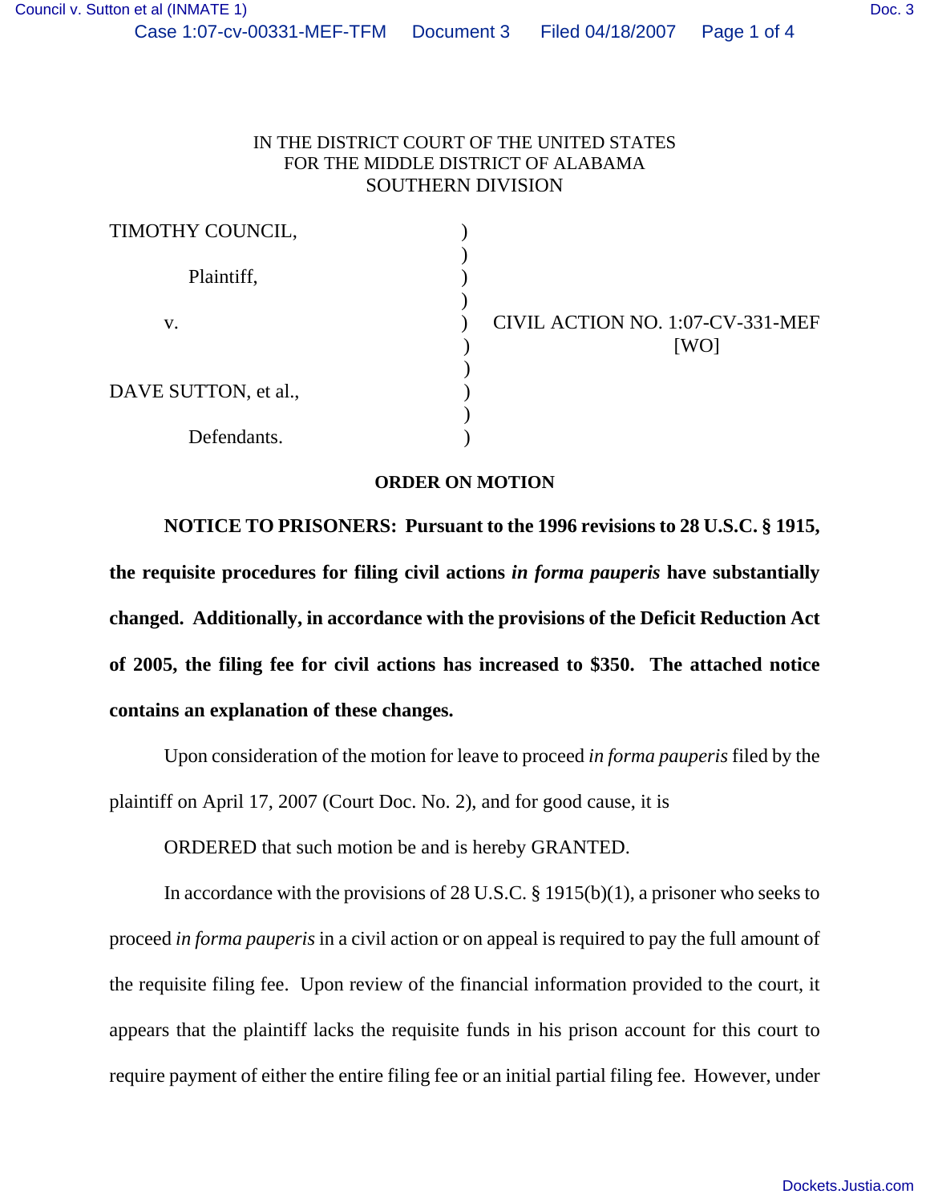IN THE DISTRICT COURT OF THE UNITED STATES
FOR THE MIDDLE DISTRICT OF ALABAMA
SOUTHERN DIVISION

| | | |
|---|---|---|
| TIMOTHY COUNCIL, | ) | |
| | ) | |
| Plaintiff, | ) | |
| | ) | |
| v. | ) | CIVIL ACTION NO. 1:07-CV-331-MEF |
| | ) | [WO] |
| | ) | |
| DAVE SUTTON, et al., | ) | |
| | ) | |
| Defendants. | ) | |

**ORDER ON MOTION**

**NOTICE TO PRISONERS: Pursuant to the 1996 revisions to 28 U.S.C. § 1915, the requisite procedures for filing civil actions *in forma pauperis* have substantially changed. Additionally, in accordance with the provisions of the Deficit Reduction Act of 2005, the filing fee for civil actions has increased to $350. The attached notice contains an explanation of these changes.**

Upon consideration of the motion for leave to proceed *in forma pauperis* filed by the plaintiff on April 17, 2007 (Court Doc. No. 2), and for good cause, it is

ORDERED that such motion be and is hereby GRANTED.

In accordance with the provisions of 28 U.S.C. § 1915(b)(1), a prisoner who seeks to proceed *in forma pauperis* in a civil action or on appeal is required to pay the full amount of the requisite filing fee. Upon review of the financial information provided to the court, it appears that the plaintiff lacks the requisite funds in his prison account for this court to require payment of either the entire filing fee or an initial partial filing fee. However, under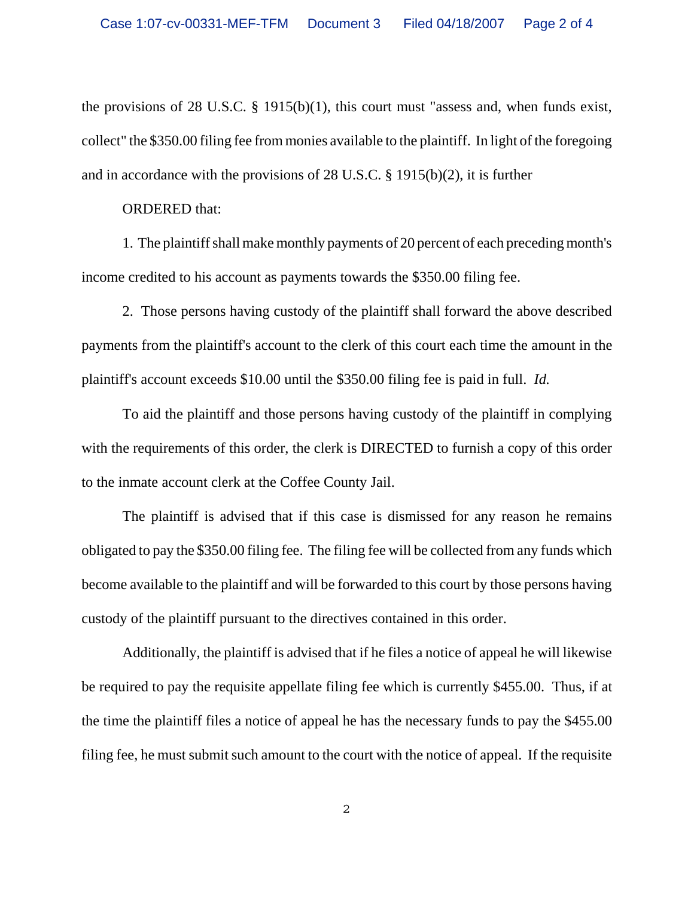the provisions of 28 U.S.C. § 1915(b)(1), this court must "assess and, when funds exist, collect" the $350.00 filing fee from monies available to the plaintiff. In light of the foregoing and in accordance with the provisions of 28 U.S.C. § 1915(b)(2), it is further

ORDERED that:

1. The plaintiff shall make monthly payments of 20 percent of each preceding month's income credited to his account as payments towards the $350.00 filing fee.

2. Those persons having custody of the plaintiff shall forward the above described payments from the plaintiff's account to the clerk of this court each time the amount in the plaintiff's account exceeds $10.00 until the $350.00 filing fee is paid in full. *Id.*

To aid the plaintiff and those persons having custody of the plaintiff in complying with the requirements of this order, the clerk is DIRECTED to furnish a copy of this order to the inmate account clerk at the Coffee County Jail.

The plaintiff is advised that if this case is dismissed for any reason he remains obligated to pay the $350.00 filing fee. The filing fee will be collected from any funds which become available to the plaintiff and will be forwarded to this court by those persons having custody of the plaintiff pursuant to the directives contained in this order.

Additionally, the plaintiff is advised that if he files a notice of appeal he will likewise be required to pay the requisite appellate filing fee which is currently $455.00. Thus, if at the time the plaintiff files a notice of appeal he has the necessary funds to pay the $455.00 filing fee, he must submit such amount to the court with the notice of appeal. If the requisite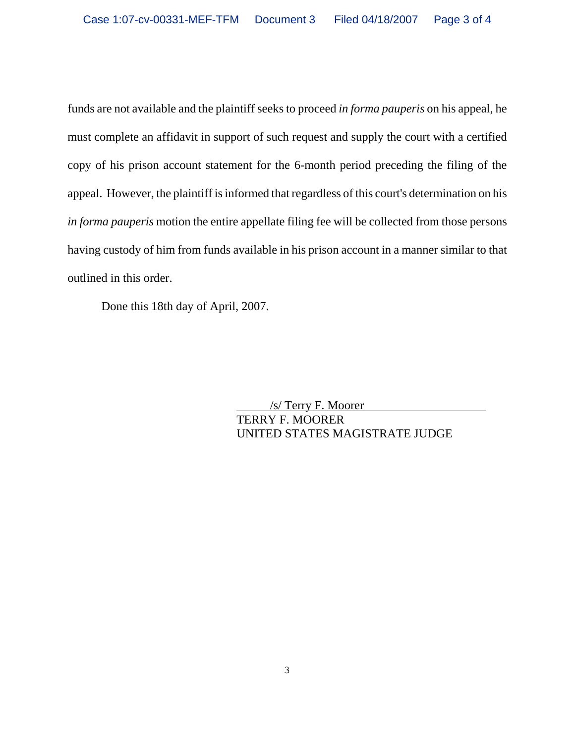funds are not available and the plaintiff seeks to proceed *in forma pauperis* on his appeal, he must complete an affidavit in support of such request and supply the court with a certified copy of his prison account statement for the 6-month period preceding the filing of the appeal. However, the plaintiff is informed that regardless of this court's determination on his *in forma pauperis* motion the entire appellate filing fee will be collected from those persons having custody of him from funds available in his prison account in a manner similar to that outlined in this order.

Done this 18th day of April, 2007.

/s/ Terry F. Moorer
TERRY F. MOORER
UNITED STATES MAGISTRATE JUDGE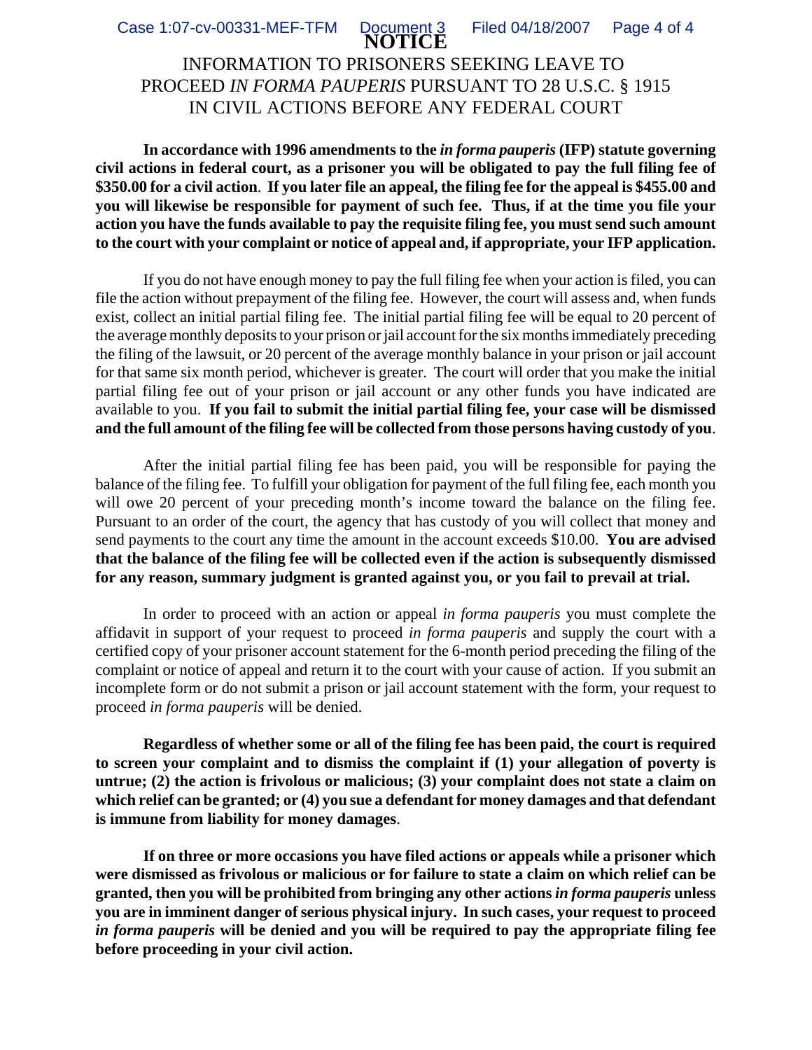# NOTICE

## INFORMATION TO PRISONERS SEEKING LEAVE TO PROCEED *IN FORMA PAUPERIS* PURSUANT TO 28 U.S.C. § 1915 IN CIVIL ACTIONS BEFORE ANY FEDERAL COURT

**In accordance with 1996 amendments to the *in forma pauperis* (IFP) statute governing civil actions in federal court, as a prisoner you will be obligated to pay the full filing fee of $350.00 for a civil action. If you later file an appeal, the filing fee for the appeal is $455.00 and you will likewise be responsible for payment of such fee. Thus, if at the time you file your action you have the funds available to pay the requisite filing fee, you must send such amount to the court with your complaint or notice of appeal and, if appropriate, your IFP application.**

If you do not have enough money to pay the full filing fee when your action is filed, you can file the action without prepayment of the filing fee. However, the court will assess and, when funds exist, collect an initial partial filing fee. The initial partial filing fee will be equal to 20 percent of the average monthly deposits to your prison or jail account for the six months immediately preceding the filing of the lawsuit, or 20 percent of the average monthly balance in your prison or jail account for that same six month period, whichever is greater. The court will order that you make the initial partial filing fee out of your prison or jail account or any other funds you have indicated are available to you. **If you fail to submit the initial partial filing fee, your case will be dismissed and the full amount of the filing fee will be collected from those persons having custody of you**.

After the initial partial filing fee has been paid, you will be responsible for paying the balance of the filing fee. To fulfill your obligation for payment of the full filing fee, each month you will owe 20 percent of your preceding month's income toward the balance on the filing fee. Pursuant to an order of the court, the agency that has custody of you will collect that money and send payments to the court any time the amount in the account exceeds $10.00. **You are advised that the balance of the filing fee will be collected even if the action is subsequently dismissed for any reason, summary judgment is granted against you, or you fail to prevail at trial.**

In order to proceed with an action or appeal *in forma pauperis* you must complete the affidavit in support of your request to proceed *in forma pauperis* and supply the court with a certified copy of your prisoner account statement for the 6-month period preceding the filing of the complaint or notice of appeal and return it to the court with your cause of action. If you submit an incomplete form or do not submit a prison or jail account statement with the form, your request to proceed *in forma pauperis* will be denied.

**Regardless of whether some or all of the filing fee has been paid, the court is required to screen your complaint and to dismiss the complaint if (1) your allegation of poverty is untrue; (2) the action is frivolous or malicious; (3) your complaint does not state a claim on which relief can be granted; or (4) you sue a defendant for money damages and that defendant is immune from liability for money damages**.

**If on three or more occasions you have filed actions or appeals while a prisoner which were dismissed as frivolous or malicious or for failure to state a claim on which relief can be granted, then you will be prohibited from bringing any other actions *in forma pauperis* unless you are in imminent danger of serious physical injury. In such cases, your request to proceed *in forma pauperis* will be denied and you will be required to pay the appropriate filing fee before proceeding in your civil action.**